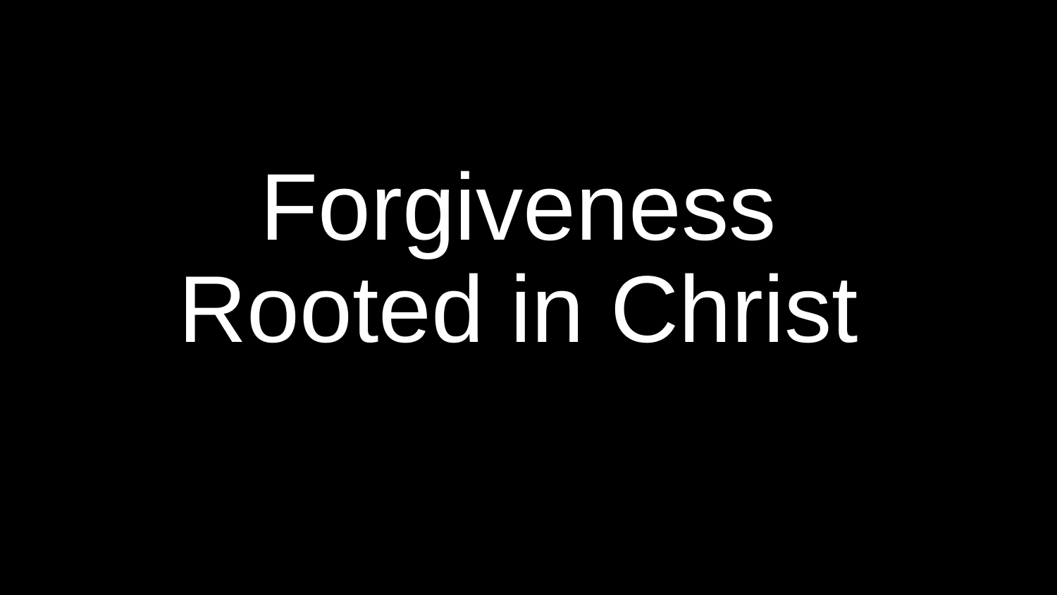# Forgiveness Rooted in Christ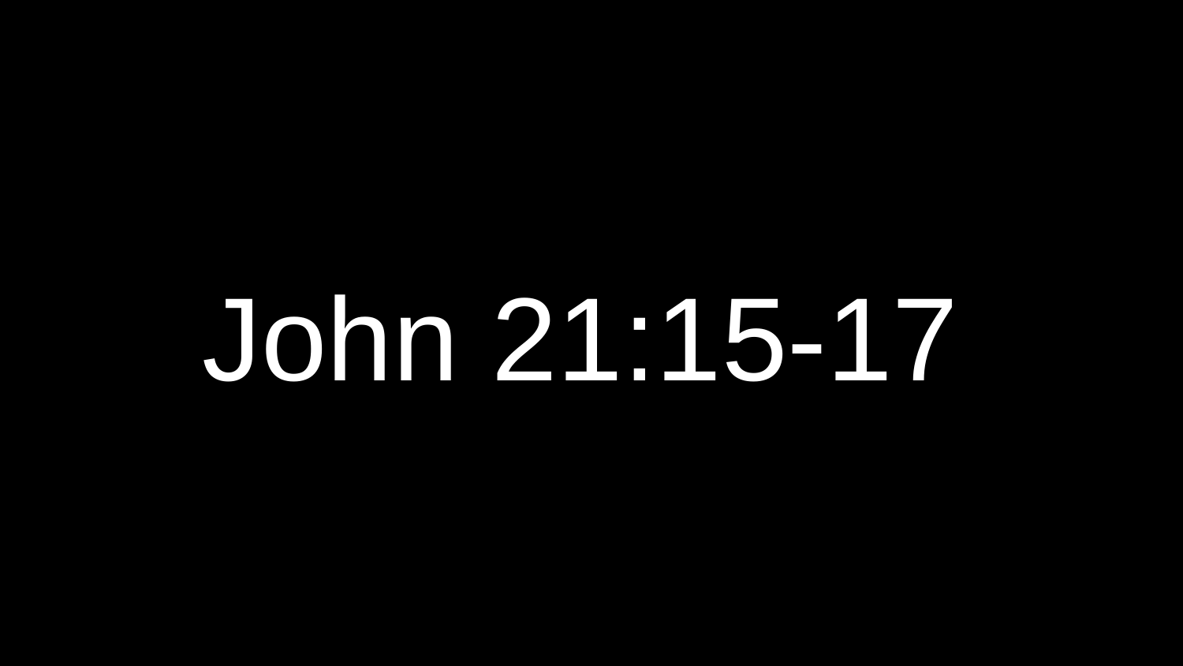# John 21:15-17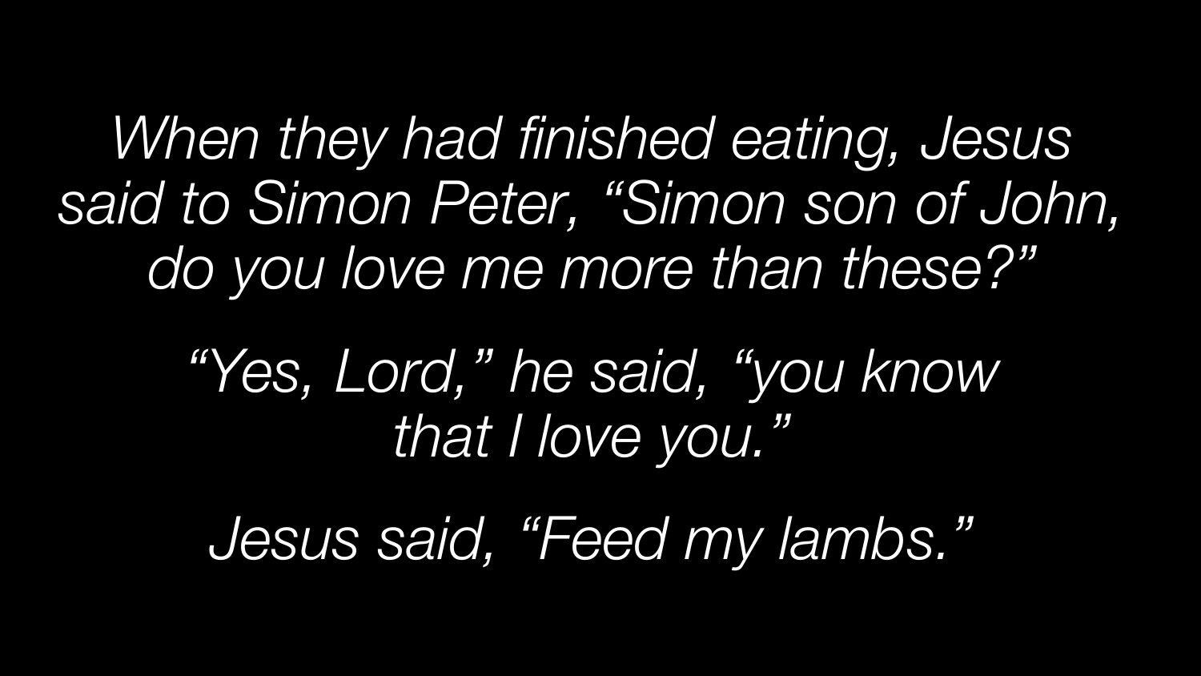*When they had finished eating, Jesus said to Simon Peter, “Simon son of John, do you love me more than these?”*

*“Yes, Lord,” he said, “you know that I love you.”*

*Jesus said, “Feed my lambs.”*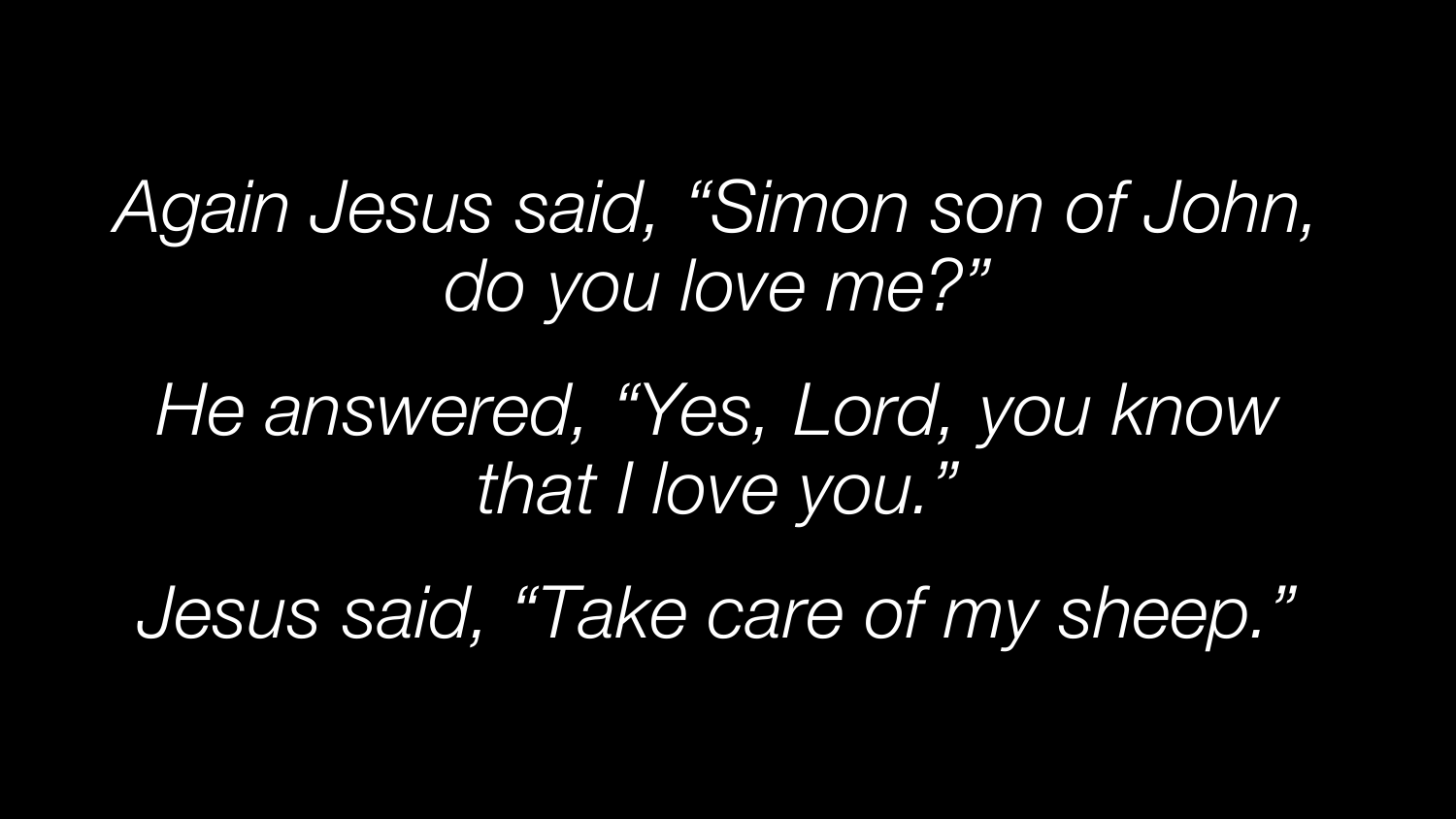*Again Jesus said, "Simon son of John, do you love me?"*

*He answered, "Yes, Lord, you know that I love you."*

*Jesus said, "Take care of my sheep."*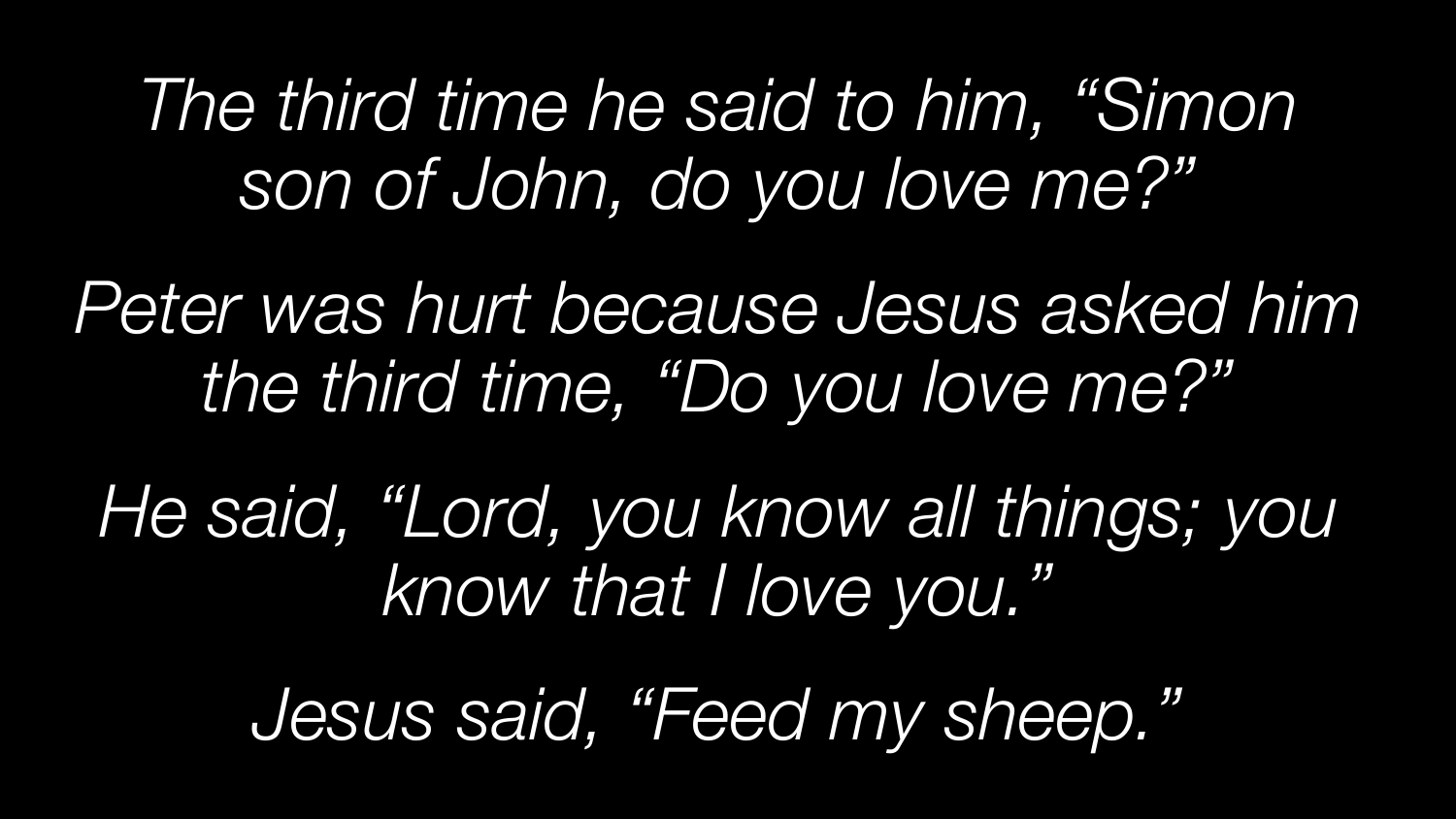*The third time he said to him, "Simon son of John, do you love me?"*

*Peter was hurt because Jesus asked him the third time, "Do you love me?"*

*He said, "Lord, you know all things; you know that I love you."*

*Jesus said, "Feed my sheep."*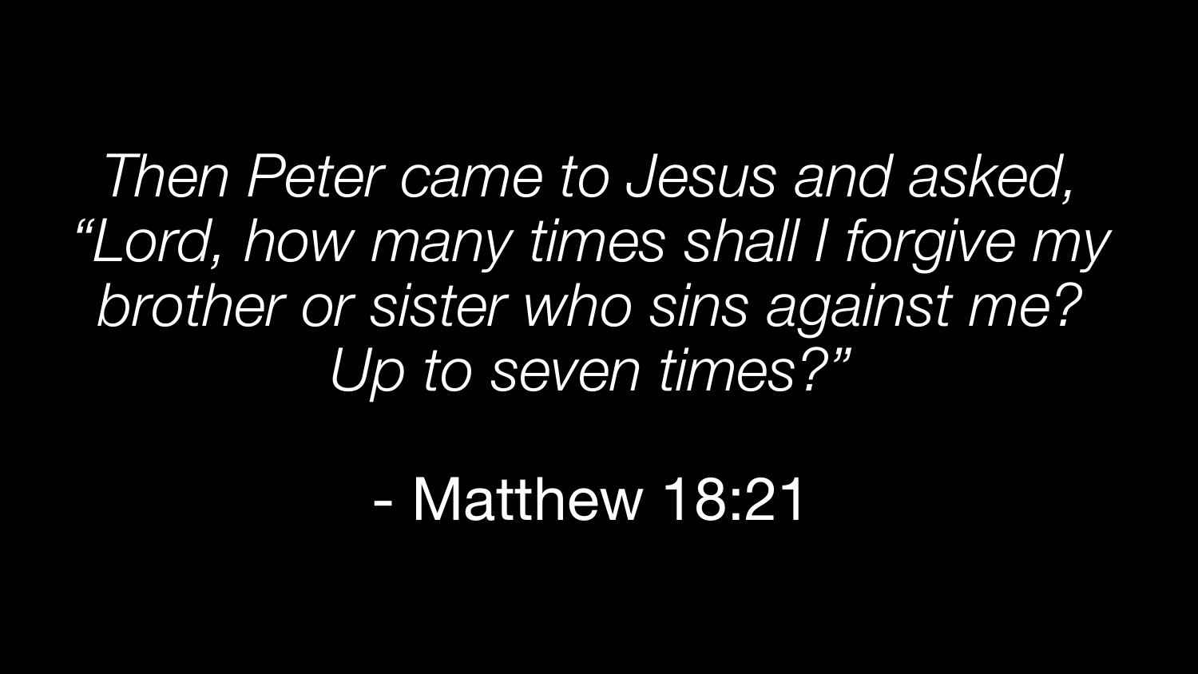*Then Peter came to Jesus and asked, "Lord, how many times shall I forgive my brother or sister who sins against me? Up to seven times?"*

- Matthew 18:21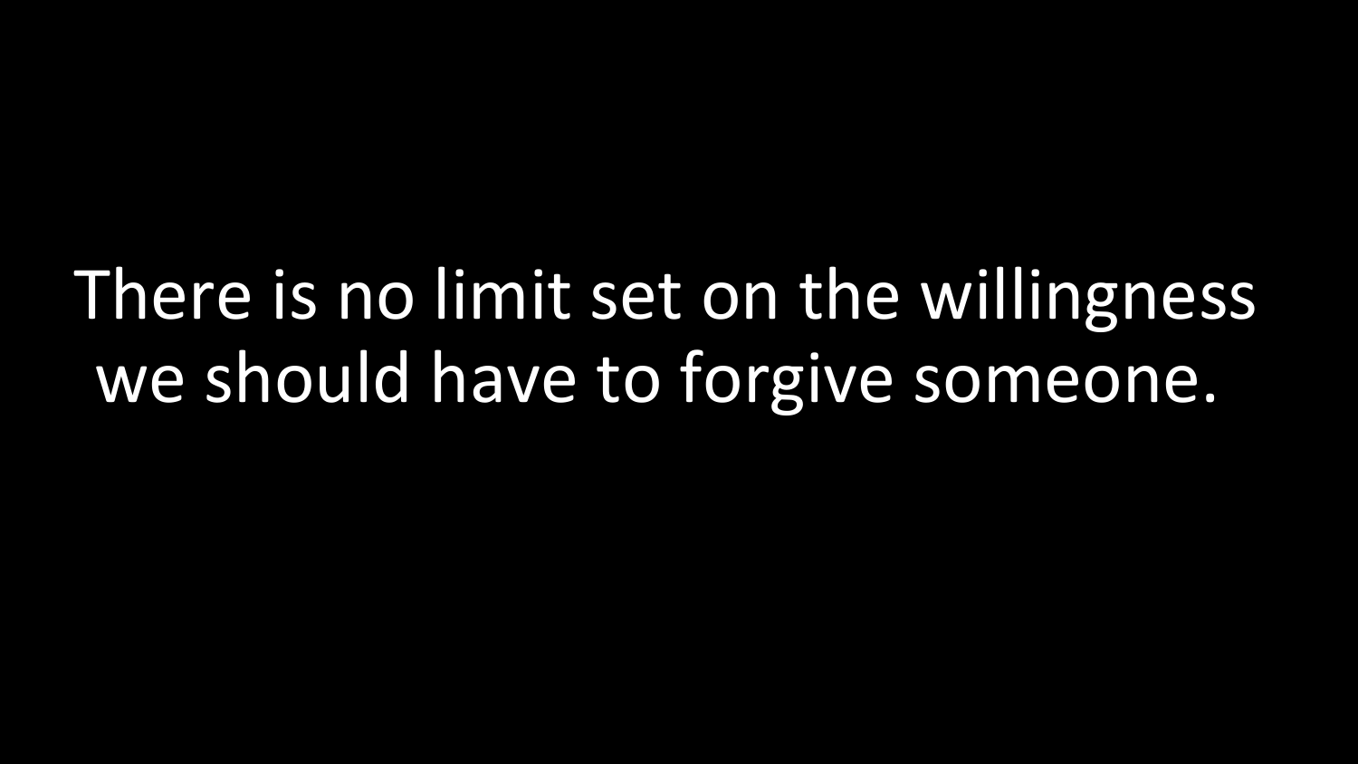There is no limit set on the willingness we should have to forgive someone.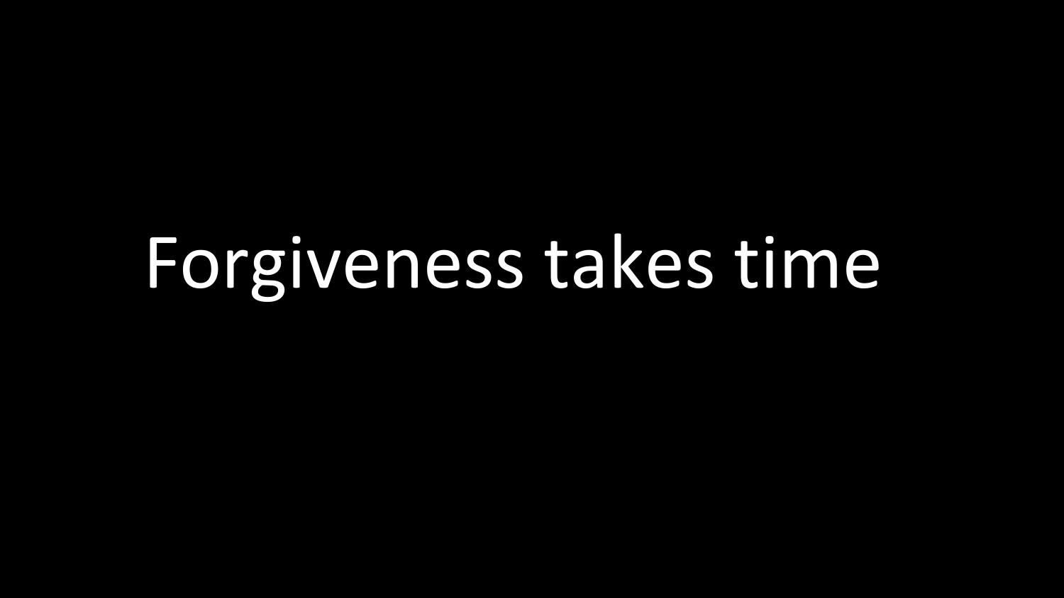Forgiveness takes time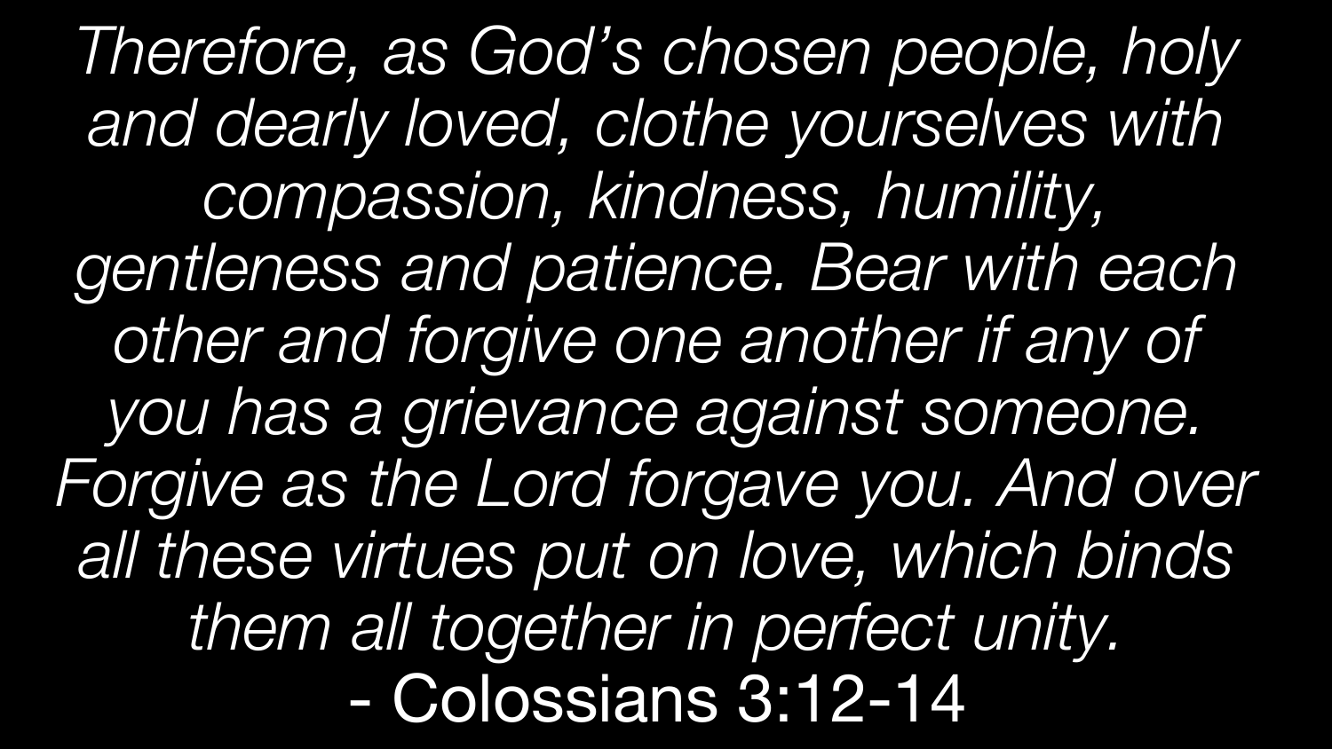*Therefore, as God's chosen people, holy and dearly loved, clothe yourselves with compassion, kindness, humility, gentleness and patience. Bear with each other and forgive one another if any of you has a grievance against someone. Forgive as the Lord forgave you. And over all these virtues put on love, which binds them all together in perfect unity.*

- Colossians 3:12-14